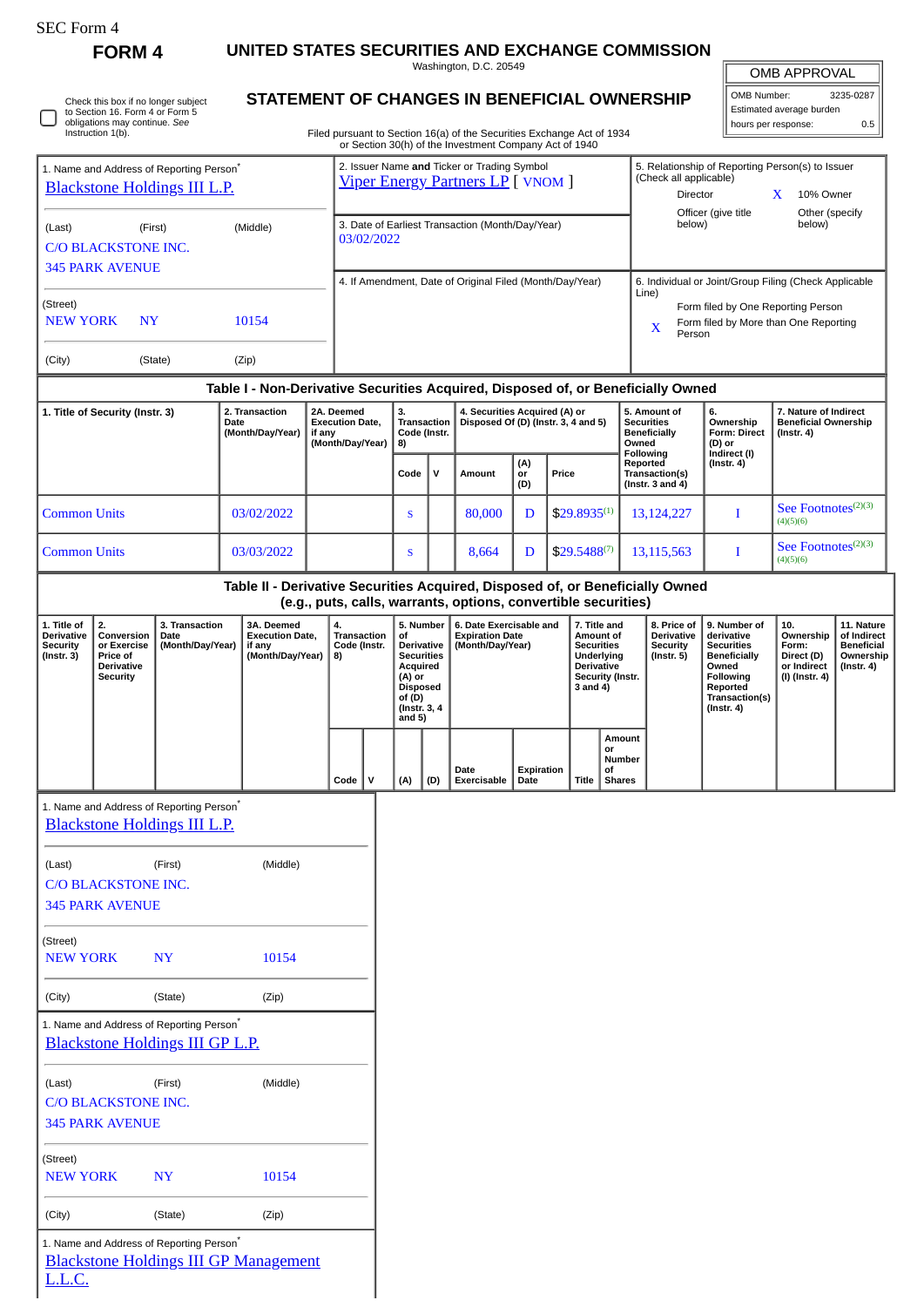SEC Form 4

# FORM 4

## UNITED STATES SECURITIES AND EXCHANGE COMMISSION

Washington, D.C. 20549

## STATEMENT OF CHANGES IN BENEFICIAL OWNERSHIP

Filed pursuant to Section 16(a) of the Securities Exchange Act of 1934 or Section 30(h) of the Investment Company Act of 1940

| OMB APPROVAL | |
|---|---|
| OMB Number: | 3235-0287 |
| Estimated average burden hours per response: | 0.5 |

☐ Check this box if no longer subject to Section 16. Form 4 or Form 5 obligations may continue. *See* Instruction 1(b).

1. Name and Address of Reporting Person*
Blackstone Holdings III L.P.

(Last) (First) (Middle)
C/O BLACKSTONE INC.
345 PARK AVENUE

(Street)
NEW YORK NY 10154

(City) (State) (Zip)

2. Issuer Name **and** Ticker or Trading Symbol
Viper Energy Partners LP [ VNOM ]

3. Date of Earliest Transaction (Month/Day/Year)
03/02/2022

4. If Amendment, Date of Original Filed (Month/Day/Year)

5. Relationship of Reporting Person(s) to Issuer (Check all applicable)
Director
X 10% Owner
Officer (give title below)
Other (specify below)

6. Individual or Joint/Group Filing (Check Applicable Line)
Form filed by One Reporting Person
X Form filed by More than One Reporting Person

### Table I - Non-Derivative Securities Acquired, Disposed of, or Beneficially Owned

| 1. Title of Security (Instr. 3) | 2. Transaction Date (Month/Day/Year) | 2A. Deemed Execution Date, if any (Month/Day/Year) | 3. Transaction Code (Instr. 8) | | 4. Securities Acquired (A) or Disposed Of (D) (Instr. 3, 4 and 5) | | | 5. Amount of Securities Beneficially Owned Following Reported Transaction(s) (Instr. 3 and 4) | 6. Ownership Form: Direct (D) or Indirect (I) (Instr. 4) | 7. Nature of Indirect Beneficial Ownership (Instr. 4) |
|---|---|---|---|---|---|---|---|---|---|---|
| | | | Code | V | Amount | (A) or (D) | Price | | | |
| Common Units | 03/02/2022 | | S | | 80,000 | D | $29.8935[1] | 13,124,227 | I | See Footnotes[2][3][4][5][6] |
| Common Units | 03/03/2022 | | S | | 8,664 | D | $29.5488[7] | 13,115,563 | I | See Footnotes[2][3][4][5][6] |

### Table II - Derivative Securities Acquired, Disposed of, or Beneficially Owned (e.g., puts, calls, warrants, options, convertible securities)

| 1. Title of Derivative Security (Instr. 3) | 2. Conversion or Exercise Price of Derivative Security | 3. Transaction Date (Month/Day/Year) | 3A. Deemed Execution Date, if any (Month/Day/Year) | 4. Transaction Code (Instr. 8) | | 5. Number of Derivative Securities Acquired (A) or Disposed of (D) (Instr. 3, 4 and 5) | | 6. Date Exercisable and Expiration Date (Month/Day/Year) | | 7. Title and Amount of Securities Underlying Derivative Security (Instr. 3 and 4) | | 8. Price of Derivative Security (Instr. 5) | 9. Number of derivative Securities Beneficially Owned Following Reported Transaction(s) (Instr. 4) | 10. Ownership Form: Direct (D) or Indirect (I) (Instr. 4) | 11. Nature of Indirect Beneficial Ownership (Instr. 4) |
|---|---|---|---|---|---|---|---|---|---|---|---|---|---|---|---|
| | | | | Code | V | (A) | (D) | Date Exercisable | Expiration Date | Title | Amount or Number of Shares | | | | |

1. Name and Address of Reporting Person*
Blackstone Holdings III L.P.

(Last) (First) (Middle)
C/O BLACKSTONE INC.
345 PARK AVENUE

(Street)
NEW YORK NY 10154

(City) (State) (Zip)

1. Name and Address of Reporting Person*
Blackstone Holdings III GP L.P.

(Last) (First) (Middle)
C/O BLACKSTONE INC.
345 PARK AVENUE

(Street)
NEW YORK NY 10154

(City) (State) (Zip)

1. Name and Address of Reporting Person*
Blackstone Holdings III GP Management L.L.C.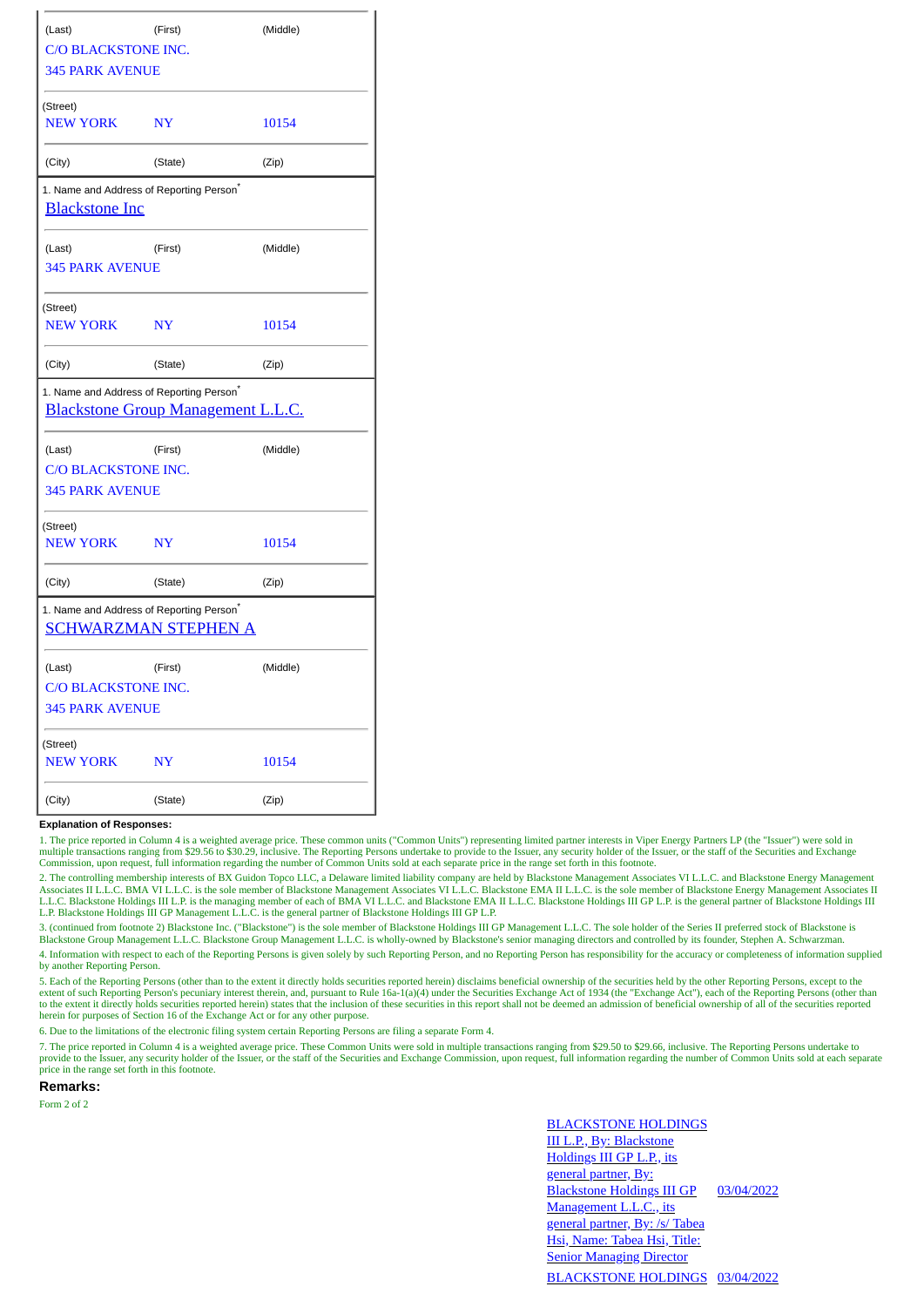| (Last) | (First) | (Middle) |
|---|---|---|
| C/O BLACKSTONE INC. | | |
| 345 PARK AVENUE | | |
| (Street) | | |
| NEW YORK | NY | 10154 |
| (City) | (State) | (Zip) |

1. Name and Address of Reporting Person*

Blackstone Inc

| (Last) | (First) | (Middle) |
|---|---|---|
| 345 PARK AVENUE | | |
| (Street) | | |
| NEW YORK | NY | 10154 |
| (City) | (State) | (Zip) |

1. Name and Address of Reporting Person*

Blackstone Group Management L.L.C.

| (Last) | (First) | (Middle) |
|---|---|---|
| C/O BLACKSTONE INC. | | |
| 345 PARK AVENUE | | |
| (Street) | | |
| NEW YORK | NY | 10154 |
| (City) | (State) | (Zip) |

1. Name and Address of Reporting Person*

SCHWARZMAN STEPHEN A

| (Last) | (First) | (Middle) |
|---|---|---|
| C/O BLACKSTONE INC. | | |
| 345 PARK AVENUE | | |
| (Street) | | |
| NEW YORK | NY | 10154 |
| (City) | (State) | (Zip) |

**Explanation of Responses:**

1. The price reported in Column 4 is a weighted average price. These common units ("Common Units") representing limited partner interests in Viper Energy Partners LP (the "Issuer") were sold in multiple transactions ranging from $29.56 to $30.29, inclusive. The Reporting Persons undertake to provide to the Issuer, any security holder of the Issuer, or the staff of the Securities and Exchange Commission, upon request, full information regarding the number of Common Units sold at each separate price in the range set forth in this footnote.

2. The controlling membership interests of BX Guidon Topco LLC, a Delaware limited liability company are held by Blackstone Management Associates VI L.L.C. and Blackstone Energy Management Associates II L.L.C. BMA VI L.L.C. is the sole member of Blackstone Management Associates VI L.L.C. Blackstone EMA II L.L.C. is the sole member of Blackstone Energy Management Associates II L.L.C. Blackstone Holdings III L.P. is the managing member of each of BMA VI L.L.C. and Blackstone EMA II L.L.C. Blackstone Holdings III GP L.P. is the general partner of Blackstone Holdings III L.P. Blackstone Holdings III GP Management L.L.C. is the general partner of Blackstone Holdings III GP L.P.

3. (continued from footnote 2) Blackstone Inc. ("Blackstone") is the sole member of Blackstone Holdings III GP Management L.L.C. The sole holder of the Series II preferred stock of Blackstone is Blackstone Group Management L.L.C. Blackstone Group Management L.L.C. is wholly-owned by Blackstone's senior managing directors and controlled by its founder, Stephen A. Schwarzman.

4. Information with respect to each of the Reporting Persons is given solely by such Reporting Person, and no Reporting Person has responsibility for the accuracy or completeness of information supplied by another Reporting Person.

5. Each of the Reporting Persons (other than to the extent it directly holds securities reported herein) disclaims beneficial ownership of the securities held by the other Reporting Persons, except to the extent of such Reporting Person's pecuniary interest therein, and, pursuant to Rule 16a-1(a)(4) under the Securities Exchange Act of 1934 (the "Exchange Act"), each of the Reporting Persons (other than to the extent it directly holds securities reported herein) states that the inclusion of these securities in this report shall not be deemed an admission of beneficial ownership of all of the securities reported herein for purposes of Section 16 of the Exchange Act or for any other purpose.

6. Due to the limitations of the electronic filing system certain Reporting Persons are filing a separate Form 4.

7. The price reported in Column 4 is a weighted average price. These Common Units were sold in multiple transactions ranging from $29.50 to $29.66, inclusive. The Reporting Persons undertake to provide to the Issuer, any security holder of the Issuer, or the staff of the Securities and Exchange Commission, upon request, full information regarding the number of Common Units sold at each separate price in the range set forth in this footnote.

**Remarks:**

Form 2 of 2

| | |
|---|---|
| BLACKSTONE HOLDINGS III L.P., By: Blackstone Holdings III GP L.P., its general partner, By: Blackstone Holdings III GP Management L.L.C., its general partner, By: /s/ Tabea Hsi, Name: Tabea Hsi, Title: Senior Managing Director | 03/04/2022 |
| BLACKSTONE HOLDINGS | 03/04/2022 |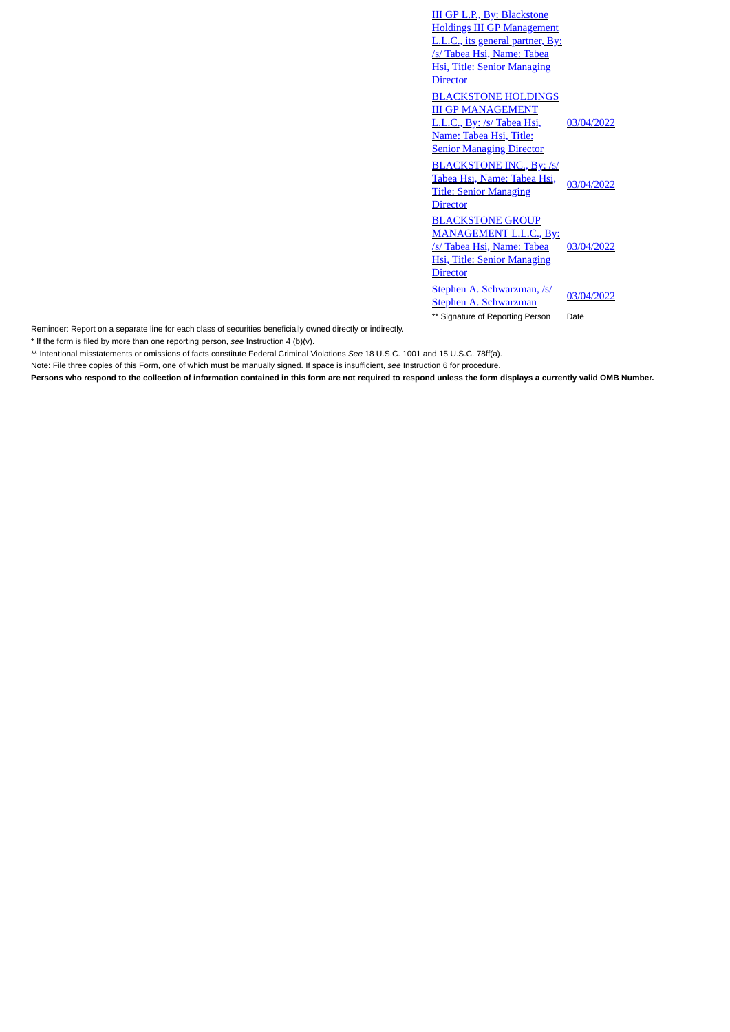| | |
|---|---|
| III GP L.P., By: Blackstone Holdings III GP Management L.L.C., its general partner, By: /s/ Tabea Hsi, Name: Tabea Hsi, Title: Senior Managing Director | |
| BLACKSTONE HOLDINGS III GP MANAGEMENT L.L.C., By: /s/ Tabea Hsi, Name: Tabea Hsi, Title: Senior Managing Director | 03/04/2022 |
| BLACKSTONE INC., By: /s/ Tabea Hsi, Name: Tabea Hsi, Title: Senior Managing Director | 03/04/2022 |
| BLACKSTONE GROUP MANAGEMENT L.L.C., By: /s/ Tabea Hsi, Name: Tabea Hsi, Title: Senior Managing Director | 03/04/2022 |
| Stephen A. Schwarzman, /s/ Stephen A. Schwarzman | 03/04/2022 |
| ** Signature of Reporting Person | Date |

Reminder: Report on a separate line for each class of securities beneficially owned directly or indirectly.

* If the form is filed by more than one reporting person, *see* Instruction 4 (b)(v).

** Intentional misstatements or omissions of facts constitute Federal Criminal Violations *See* 18 U.S.C. 1001 and 15 U.S.C. 78ff(a).

Note: File three copies of this Form, one of which must be manually signed. If space is insufficient, *see* Instruction 6 for procedure.

**Persons who respond to the collection of information contained in this form are not required to respond unless the form displays a currently valid OMB Number.**